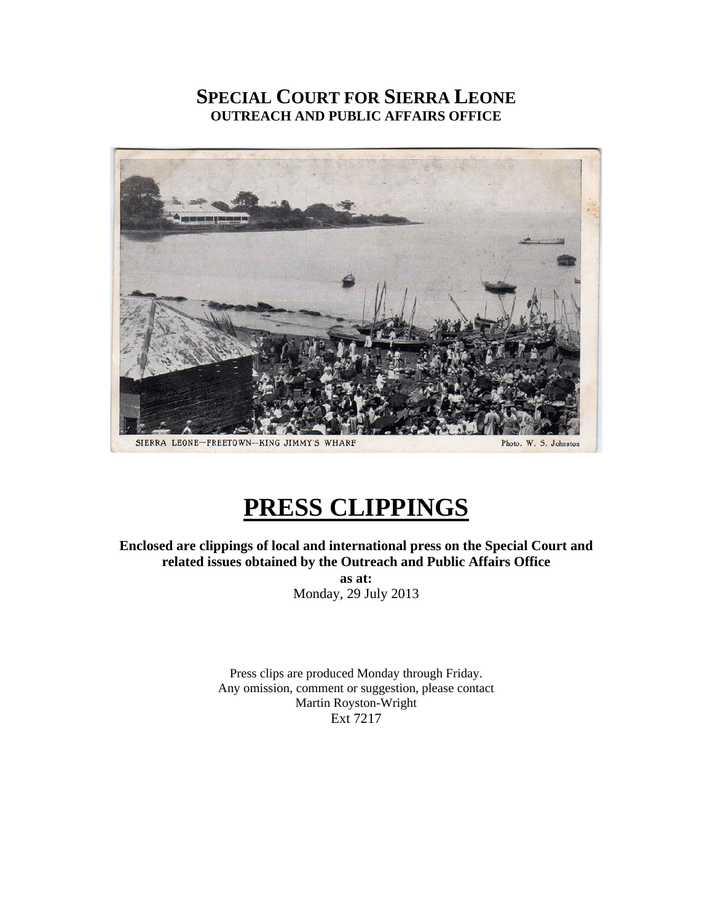# SPECIAL COURT FOR SIERRA LEONE
## OUTREACH AND PUBLIC AFFAIRS OFFICE

SIERRA LEONE—FREETOWN—KING JIMMY'S WHARF

Photo. W. S. Johnston

# PRESS CLIPPINGS

**Enclosed are clippings of local and international press on the Special Court and related issues obtained by the Outreach and Public Affairs Office**

**as at:**

Monday, 29 July 2013

Press clips are produced Monday through Friday.
Any omission, comment or suggestion, please contact
Martin Royston-Wright
Ext 7217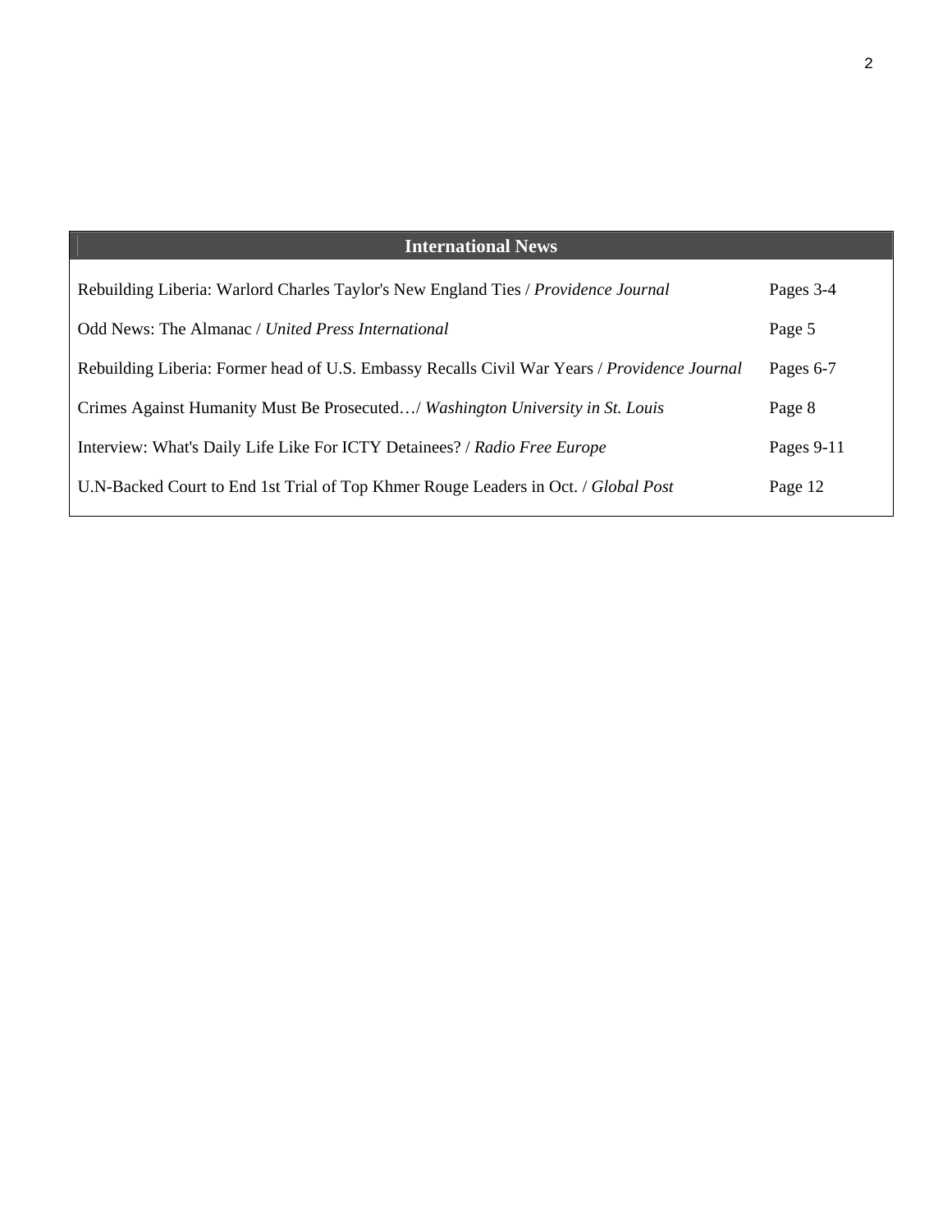| International News | |
|---|---|
| Rebuilding Liberia: Warlord Charles Taylor's New England Ties / *Providence Journal* | Pages 3-4 |
| Odd News: The Almanac / *United Press International* | Page 5 |
| Rebuilding Liberia: Former head of U.S. Embassy Recalls Civil War Years / *Providence Journal* | Pages 6-7 |
| Crimes Against Humanity Must Be Prosecuted…/ *Washington University in St. Louis* | Page 8 |
| Interview: What's Daily Life Like For ICTY Detainees? / *Radio Free Europe* | Pages 9-11 |
| U.N-Backed Court to End 1st Trial of Top Khmer Rouge Leaders in Oct. / *Global Post* | Page 12 |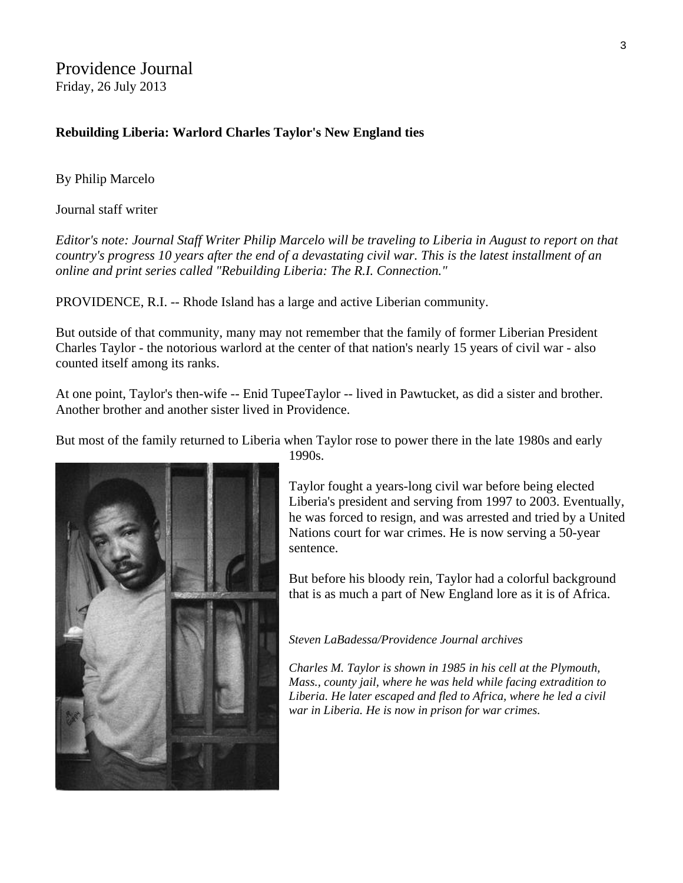# Providence Journal

Friday, 26 July 2013

**Rebuilding Liberia: Warlord Charles Taylor's New England ties**

By Philip Marcelo

Journal staff writer

*Editor's note: Journal Staff Writer Philip Marcelo will be traveling to Liberia in August to report on that country's progress 10 years after the end of a devastating civil war. This is the latest installment of an online and print series called "Rebuilding Liberia: The R.I. Connection."*

PROVIDENCE, R.I. -- Rhode Island has a large and active Liberian community.

But outside of that community, many may not remember that the family of former Liberian President Charles Taylor - the notorious warlord at the center of that nation's nearly 15 years of civil war - also counted itself among its ranks.

At one point, Taylor's then-wife -- Enid TupeeTaylor -- lived in Pawtucket, as did a sister and brother. Another brother and another sister lived in Providence.

But most of the family returned to Liberia when Taylor rose to power there in the late 1980s and early 1990s.

Taylor fought a years-long civil war before being elected Liberia's president and serving from 1997 to 2003. Eventually, he was forced to resign, and was arrested and tried by a United Nations court for war crimes. He is now serving a 50-year sentence.

But before his bloody rein, Taylor had a colorful background that is as much a part of New England lore as it is of Africa.

*Steven LaBadessa/Providence Journal archives*

*Charles M. Taylor is shown in 1985 in his cell at the Plymouth, Mass., county jail, where he was held while facing extradition to Liberia. He later escaped and fled to Africa, where he led a civil war in Liberia. He is now in prison for war crimes.*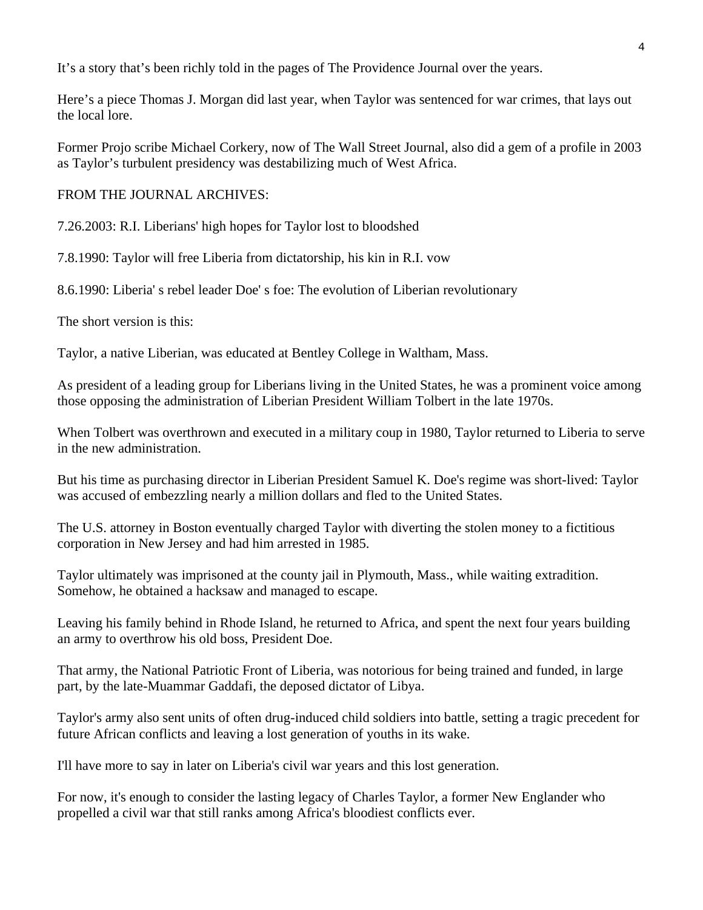It’s a story that’s been richly told in the pages of The Providence Journal over the years.

Here’s a piece Thomas J. Morgan did last year, when Taylor was sentenced for war crimes, that lays out the local lore.

Former Projo scribe Michael Corkery, now of The Wall Street Journal, also did a gem of a profile in 2003 as Taylor’s turbulent presidency was destabilizing much of West Africa.

FROM THE JOURNAL ARCHIVES:

7.26.2003: R.I. Liberians' high hopes for Taylor lost to bloodshed

7.8.1990: Taylor will free Liberia from dictatorship, his kin in R.I. vow

8.6.1990: Liberia' s rebel leader Doe' s foe: The evolution of Liberian revolutionary

The short version is this:

Taylor, a native Liberian, was educated at Bentley College in Waltham, Mass.

As president of a leading group for Liberians living in the United States, he was a prominent voice among those opposing the administration of Liberian President William Tolbert in the late 1970s.

When Tolbert was overthrown and executed in a military coup in 1980, Taylor returned to Liberia to serve in the new administration.

But his time as purchasing director in Liberian President Samuel K. Doe's regime was short-lived: Taylor was accused of embezzling nearly a million dollars and fled to the United States.

The U.S. attorney in Boston eventually charged Taylor with diverting the stolen money to a fictitious corporation in New Jersey and had him arrested in 1985.

Taylor ultimately was imprisoned at the county jail in Plymouth, Mass., while waiting extradition. Somehow, he obtained a hacksaw and managed to escape.

Leaving his family behind in Rhode Island, he returned to Africa, and spent the next four years building an army to overthrow his old boss, President Doe.

That army, the National Patriotic Front of Liberia, was notorious for being trained and funded, in large part, by the late-Muammar Gaddafi, the deposed dictator of Libya.

Taylor's army also sent units of often drug-induced child soldiers into battle, setting a tragic precedent for future African conflicts and leaving a lost generation of youths in its wake.

I'll have more to say in later on Liberia's civil war years and this lost generation.

For now, it's enough to consider the lasting legacy of Charles Taylor, a former New Englander who propelled a civil war that still ranks among Africa's bloodiest conflicts ever.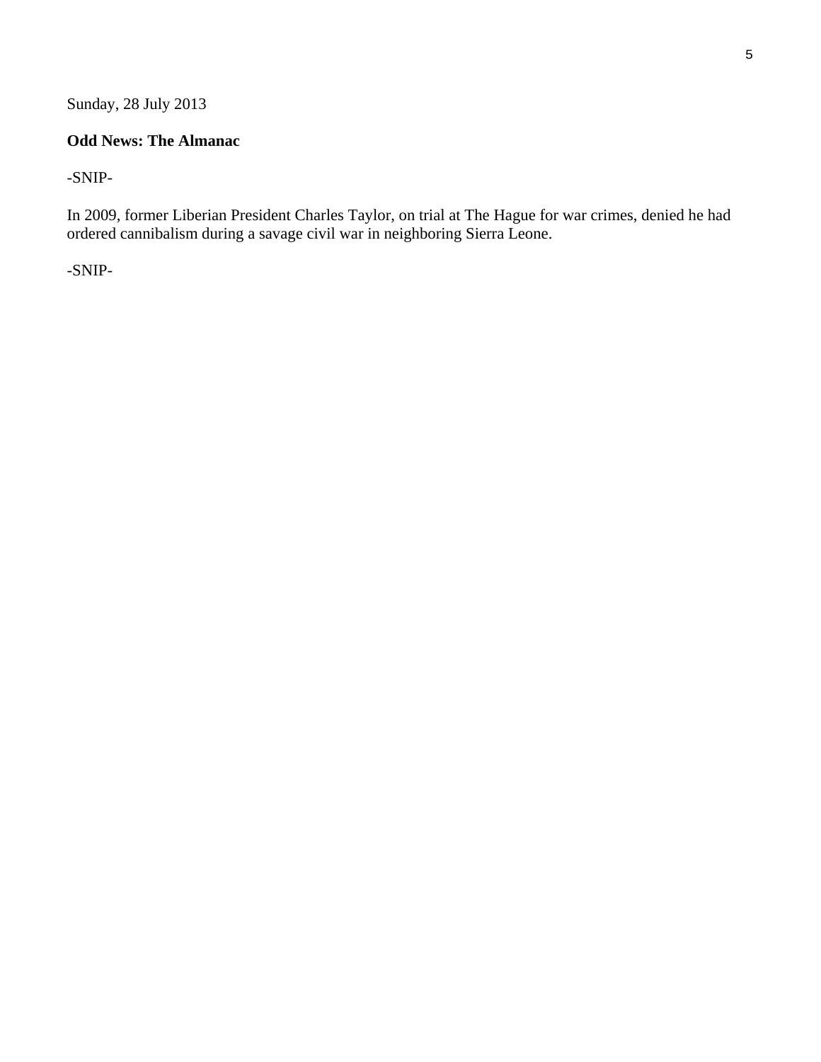Sunday, 28 July 2013

**Odd News: The Almanac**

-SNIP-

In 2009, former Liberian President Charles Taylor, on trial at The Hague for war crimes, denied he had ordered cannibalism during a savage civil war in neighboring Sierra Leone.

-SNIP-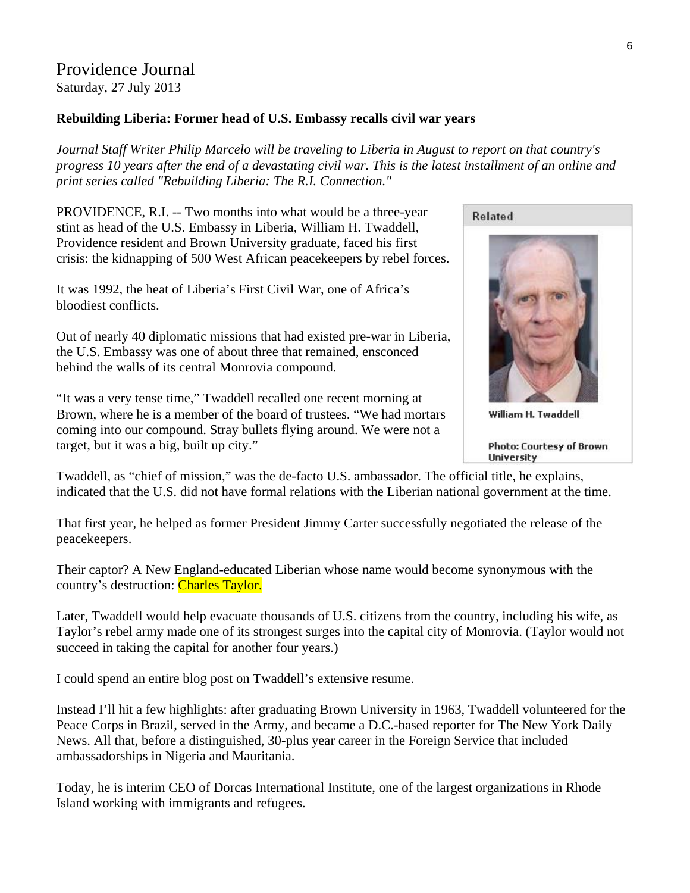# Providence Journal

Saturday, 27 July 2013

**Rebuilding Liberia: Former head of U.S. Embassy recalls civil war years**

*Journal Staff Writer Philip Marcelo will be traveling to Liberia in August to report on that country's progress 10 years after the end of a devastating civil war. This is the latest installment of an online and print series called "Rebuilding Liberia: The R.I. Connection."*

PROVIDENCE, R.I. -- Two months into what would be a three-year stint as head of the U.S. Embassy in Liberia, William H. Twaddell, Providence resident and Brown University graduate, faced his first crisis: the kidnapping of 500 West African peacekeepers by rebel forces.

It was 1992, the heat of Liberia's First Civil War, one of Africa's bloodiest conflicts.

Out of nearly 40 diplomatic missions that had existed pre-war in Liberia, the U.S. Embassy was one of about three that remained, ensconced behind the walls of its central Monrovia compound.

"It was a very tense time," Twaddell recalled one recent morning at Brown, where he is a member of the board of trustees. "We had mortars coming into our compound. Stray bullets flying around. We were not a target, but it was a big, built up city."

Related

William H. Twaddell

Photo: Courtesy of Brown University

Twaddell, as "chief of mission," was the de-facto U.S. ambassador. The official title, he explains, indicated that the U.S. did not have formal relations with the Liberian national government at the time.

That first year, he helped as former President Jimmy Carter successfully negotiated the release of the peacekeepers.

Their captor? A New England-educated Liberian whose name would become synonymous with the country's destruction: Charles Taylor.

Later, Twaddell would help evacuate thousands of U.S. citizens from the country, including his wife, as Taylor's rebel army made one of its strongest surges into the capital city of Monrovia. (Taylor would not succeed in taking the capital for another four years.)

I could spend an entire blog post on Twaddell's extensive resume.

Instead I'll hit a few highlights: after graduating Brown University in 1963, Twaddell volunteered for the Peace Corps in Brazil, served in the Army, and became a D.C.-based reporter for The New York Daily News. All that, before a distinguished, 30-plus year career in the Foreign Service that included ambassadorships in Nigeria and Mauritania.

Today, he is interim CEO of Dorcas International Institute, one of the largest organizations in Rhode Island working with immigrants and refugees.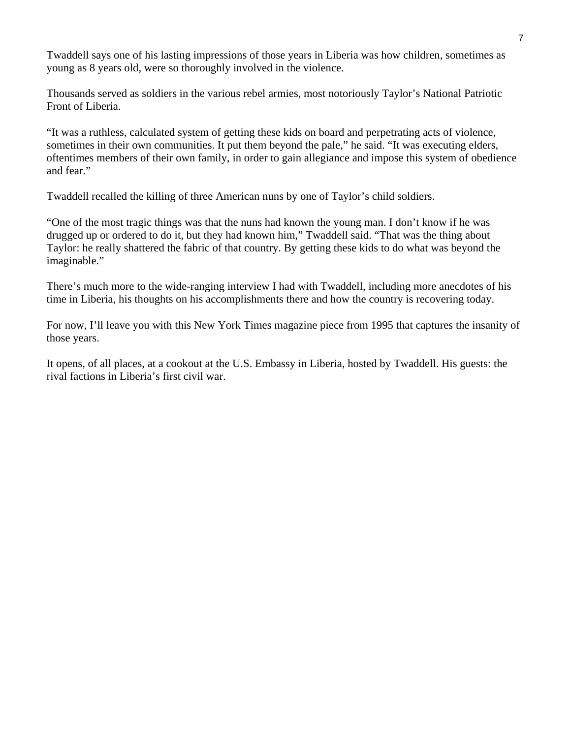Twaddell says one of his lasting impressions of those years in Liberia was how children, sometimes as young as 8 years old, were so thoroughly involved in the violence.

Thousands served as soldiers in the various rebel armies, most notoriously Taylor's National Patriotic Front of Liberia.

"It was a ruthless, calculated system of getting these kids on board and perpetrating acts of violence, sometimes in their own communities. It put them beyond the pale," he said. "It was executing elders, oftentimes members of their own family, in order to gain allegiance and impose this system of obedience and fear."

Twaddell recalled the killing of three American nuns by one of Taylor's child soldiers.

"One of the most tragic things was that the nuns had known the young man. I don't know if he was drugged up or ordered to do it, but they had known him," Twaddell said. "That was the thing about Taylor: he really shattered the fabric of that country. By getting these kids to do what was beyond the imaginable."

There's much more to the wide-ranging interview I had with Twaddell, including more anecdotes of his time in Liberia, his thoughts on his accomplishments there and how the country is recovering today.

For now, I'll leave you with this New York Times magazine piece from 1995 that captures the insanity of those years.

It opens, of all places, at a cookout at the U.S. Embassy in Liberia, hosted by Twaddell. His guests: the rival factions in Liberia's first civil war.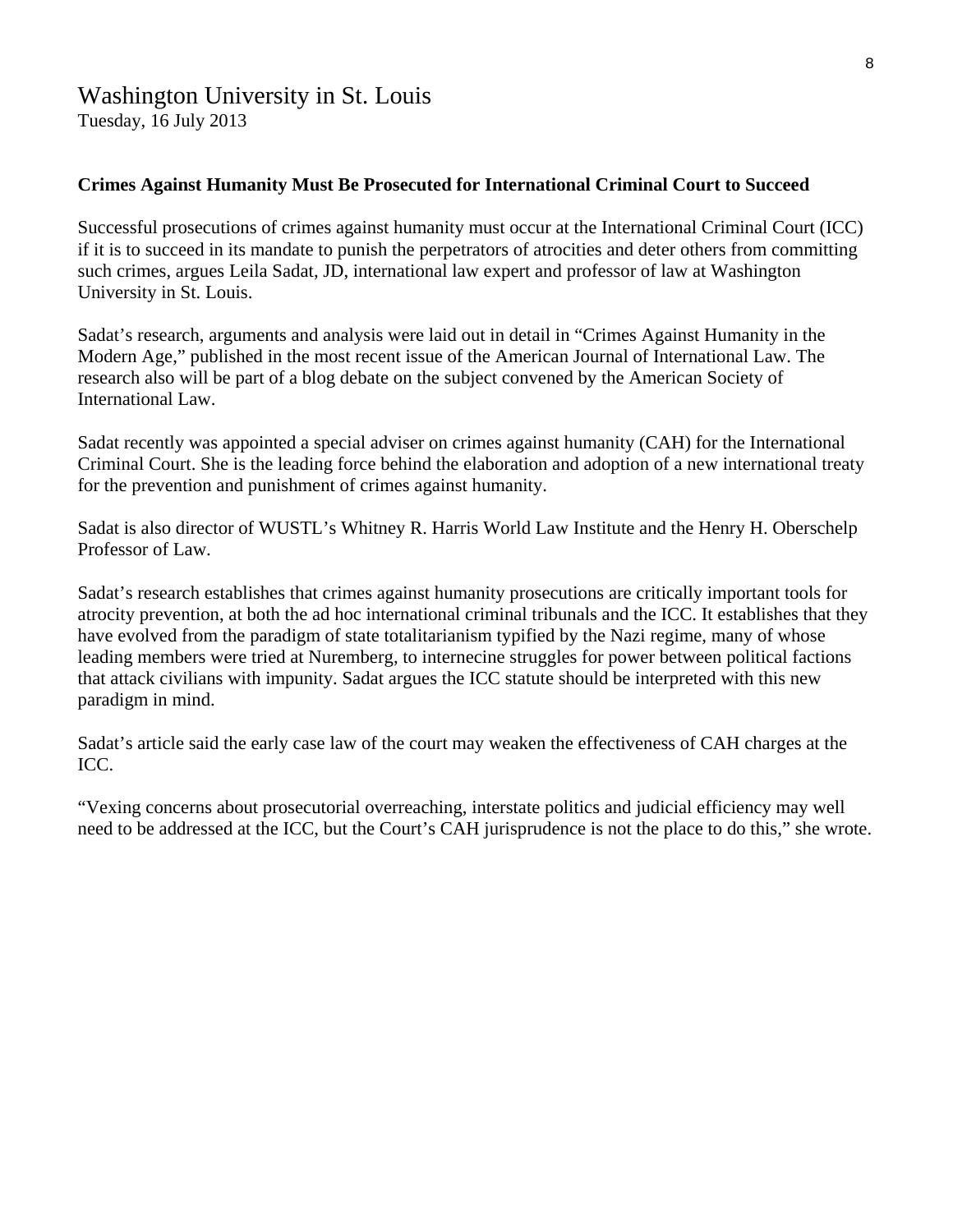# Washington University in St. Louis

Tuesday, 16 July 2013

**Crimes Against Humanity Must Be Prosecuted for International Criminal Court to Succeed**

Successful prosecutions of crimes against humanity must occur at the International Criminal Court (ICC) if it is to succeed in its mandate to punish the perpetrators of atrocities and deter others from committing such crimes, argues Leila Sadat, JD, international law expert and professor of law at Washington University in St. Louis.

Sadat's research, arguments and analysis were laid out in detail in "Crimes Against Humanity in the Modern Age," published in the most recent issue of the American Journal of International Law. The research also will be part of a blog debate on the subject convened by the American Society of International Law.

Sadat recently was appointed a special adviser on crimes against humanity (CAH) for the International Criminal Court. She is the leading force behind the elaboration and adoption of a new international treaty for the prevention and punishment of crimes against humanity.

Sadat is also director of WUSTL's Whitney R. Harris World Law Institute and the Henry H. Oberschelp Professor of Law.

Sadat's research establishes that crimes against humanity prosecutions are critically important tools for atrocity prevention, at both the ad hoc international criminal tribunals and the ICC. It establishes that they have evolved from the paradigm of state totalitarianism typified by the Nazi regime, many of whose leading members were tried at Nuremberg, to internecine struggles for power between political factions that attack civilians with impunity. Sadat argues the ICC statute should be interpreted with this new paradigm in mind.

Sadat's article said the early case law of the court may weaken the effectiveness of CAH charges at the ICC.

"Vexing concerns about prosecutorial overreaching, interstate politics and judicial efficiency may well need to be addressed at the ICC, but the Court's CAH jurisprudence is not the place to do this," she wrote.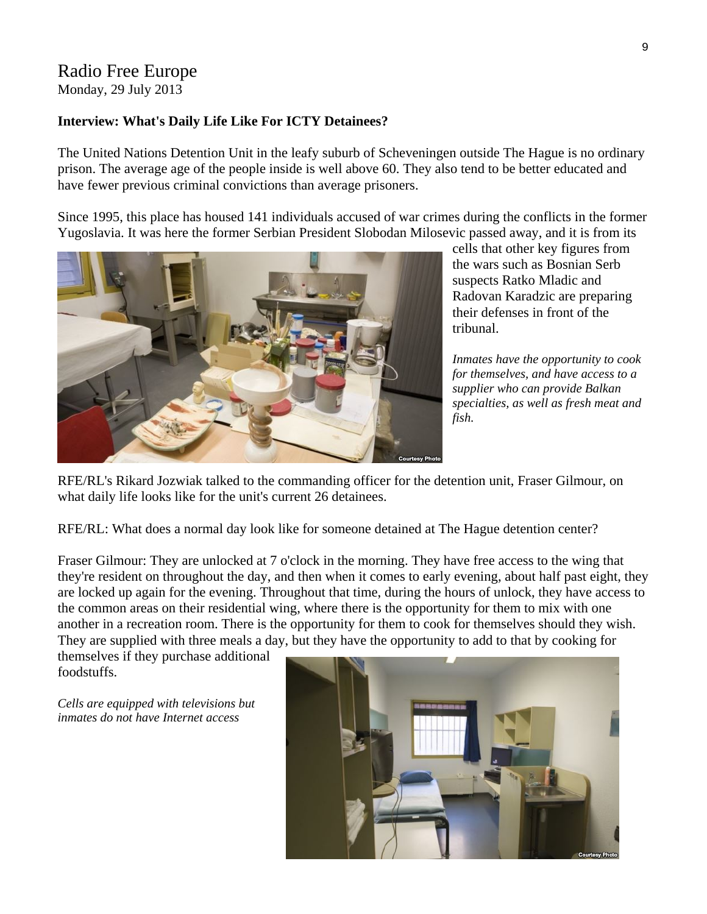# Radio Free Europe

Monday, 29 July 2013

**Interview: What's Daily Life Like For ICTY Detainees?**

The United Nations Detention Unit in the leafy suburb of Scheveningen outside The Hague is no ordinary prison. The average age of the people inside is well above 60. They also tend to be better educated and have fewer previous criminal convictions than average prisoners.

Since 1995, this place has housed 141 individuals accused of war crimes during the conflicts in the former Yugoslavia. It was here the former Serbian President Slobodan Milosevic passed away, and it is from its cells that other key figures from the wars such as Bosnian Serb suspects Ratko Mladic and Radovan Karadzic are preparing their defenses in front of the tribunal.

*Inmates have the opportunity to cook for themselves, and have access to a supplier who can provide Balkan specialties, as well as fresh meat and fish.*

RFE/RL's Rikard Jozwiak talked to the commanding officer for the detention unit, Fraser Gilmour, on what daily life looks like for the unit's current 26 detainees.

RFE/RL: What does a normal day look like for someone detained at The Hague detention center?

Fraser Gilmour: They are unlocked at 7 o'clock in the morning. They have free access to the wing that they're resident on throughout the day, and then when it comes to early evening, about half past eight, they are locked up again for the evening. Throughout that time, during the hours of unlock, they have access to the common areas on their residential wing, where there is the opportunity for them to mix with one another in a recreation room. There is the opportunity for them to cook for themselves should they wish. They are supplied with three meals a day, but they have the opportunity to add to that by cooking for themselves if they purchase additional foodstuffs.

*Cells are equipped with televisions but inmates do not have Internet access*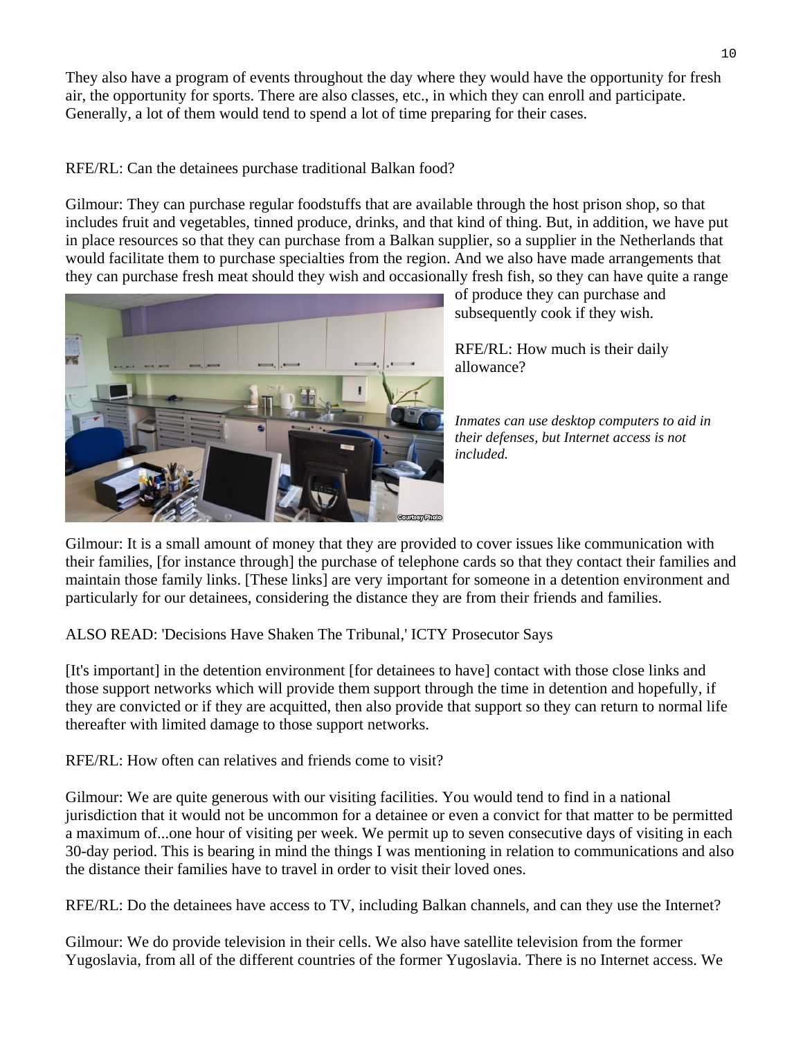They also have a program of events throughout the day where they would have the opportunity for fresh air, the opportunity for sports. There are also classes, etc., in which they can enroll and participate. Generally, a lot of them would tend to spend a lot of time preparing for their cases.

RFE/RL: Can the detainees purchase traditional Balkan food?

Gilmour: They can purchase regular foodstuffs that are available through the host prison shop, so that includes fruit and vegetables, tinned produce, drinks, and that kind of thing. But, in addition, we have put in place resources so that they can purchase from a Balkan supplier, so a supplier in the Netherlands that would facilitate them to purchase specialties from the region. And we also have made arrangements that they can purchase fresh meat should they wish and occasionally fresh fish, so they can have quite a range of produce they can purchase and subsequently cook if they wish.

RFE/RL: How much is their daily allowance?

*Inmates can use desktop computers to aid in their defenses, but Internet access is not included.*

Gilmour: It is a small amount of money that they are provided to cover issues like communication with their families, [for instance through] the purchase of telephone cards so that they contact their families and maintain those family links. [These links] are very important for someone in a detention environment and particularly for our detainees, considering the distance they are from their friends and families.

ALSO READ: 'Decisions Have Shaken The Tribunal,' ICTY Prosecutor Says

[It's important] in the detention environment [for detainees to have] contact with those close links and those support networks which will provide them support through the time in detention and hopefully, if they are convicted or if they are acquitted, then also provide that support so they can return to normal life thereafter with limited damage to those support networks.

RFE/RL: How often can relatives and friends come to visit?

Gilmour: We are quite generous with our visiting facilities. You would tend to find in a national jurisdiction that it would not be uncommon for a detainee or even a convict for that matter to be permitted a maximum of...one hour of visiting per week. We permit up to seven consecutive days of visiting in each 30-day period. This is bearing in mind the things I was mentioning in relation to communications and also the distance their families have to travel in order to visit their loved ones.

RFE/RL: Do the detainees have access to TV, including Balkan channels, and can they use the Internet?

Gilmour: We do provide television in their cells. We also have satellite television from the former Yugoslavia, from all of the different countries of the former Yugoslavia. There is no Internet access. We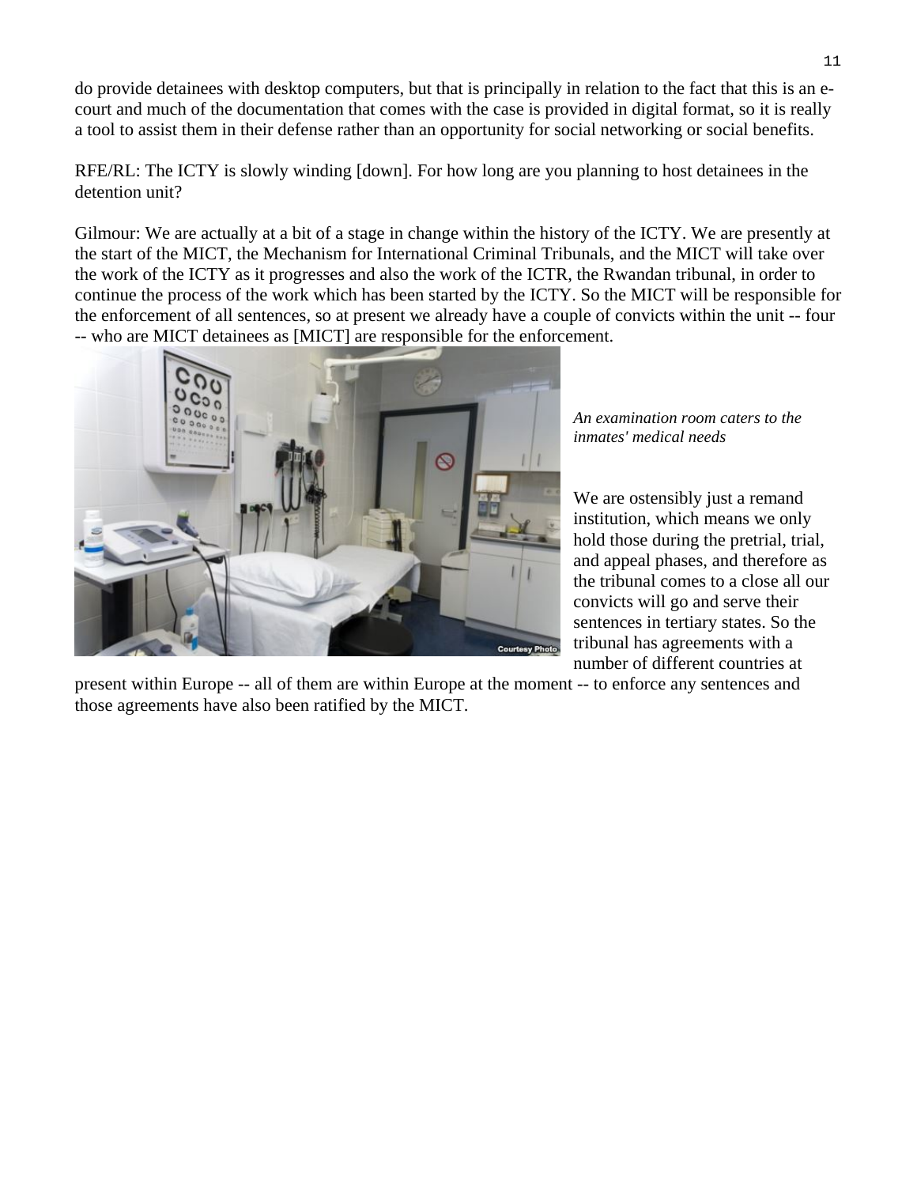do provide detainees with desktop computers, but that is principally in relation to the fact that this is an e-court and much of the documentation that comes with the case is provided in digital format, so it is really a tool to assist them in their defense rather than an opportunity for social networking or social benefits.

RFE/RL: The ICTY is slowly winding [down]. For how long are you planning to host detainees in the detention unit?

Gilmour: We are actually at a bit of a stage in change within the history of the ICTY. We are presently at the start of the MICT, the Mechanism for International Criminal Tribunals, and the MICT will take over the work of the ICTY as it progresses and also the work of the ICTR, the Rwandan tribunal, in order to continue the process of the work which has been started by the ICTY. So the MICT will be responsible for the enforcement of all sentences, so at present we already have a couple of convicts within the unit -- four -- who are MICT detainees as [MICT] are responsible for the enforcement.

*An examination room caters to the inmates' medical needs*

We are ostensibly just a remand institution, which means we only hold those during the pretrial, trial, and appeal phases, and therefore as the tribunal comes to a close all our convicts will go and serve their sentences in tertiary states. So the tribunal has agreements with a number of different countries at present within Europe -- all of them are within Europe at the moment -- to enforce any sentences and those agreements have also been ratified by the MICT.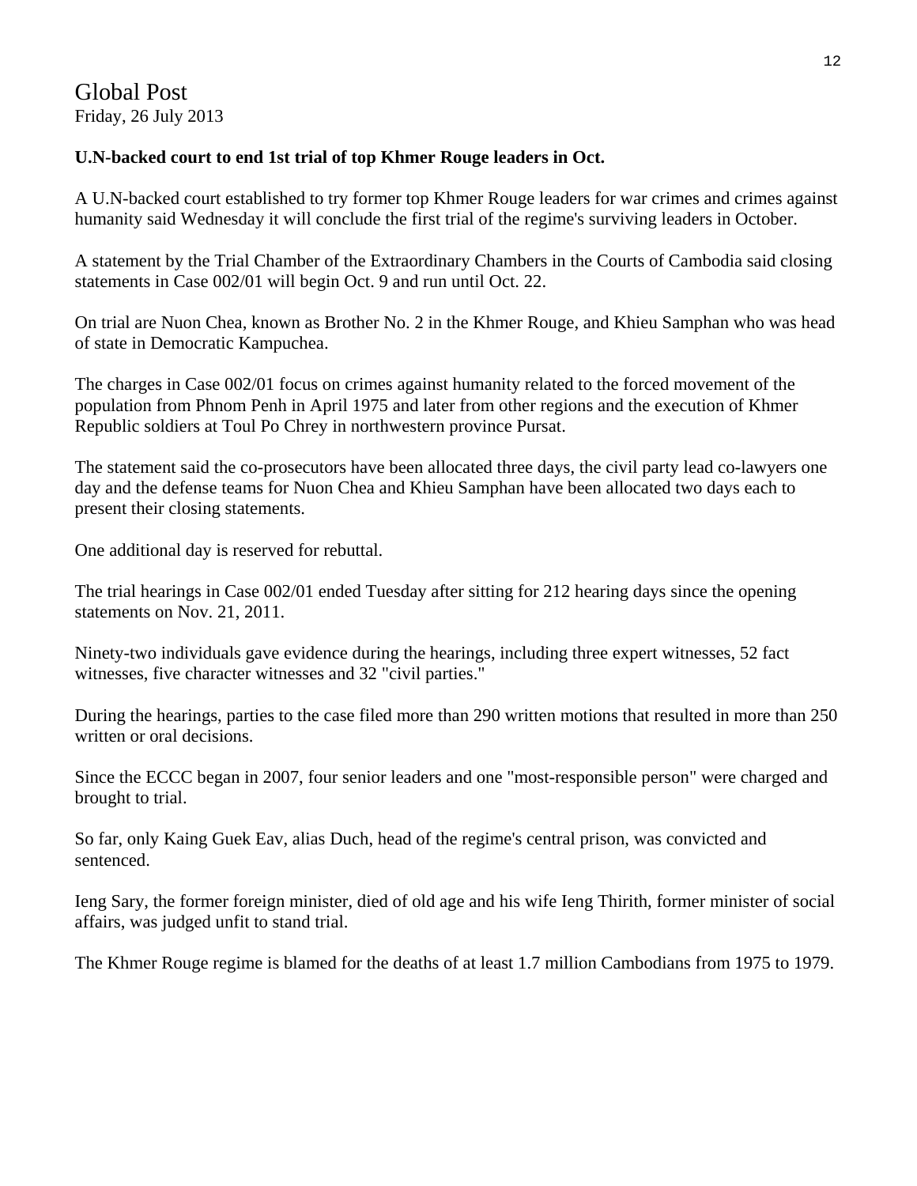Global Post
Friday, 26 July 2013

**U.N-backed court to end 1st trial of top Khmer Rouge leaders in Oct.**

A U.N-backed court established to try former top Khmer Rouge leaders for war crimes and crimes against humanity said Wednesday it will conclude the first trial of the regime's surviving leaders in October.

A statement by the Trial Chamber of the Extraordinary Chambers in the Courts of Cambodia said closing statements in Case 002/01 will begin Oct. 9 and run until Oct. 22.

On trial are Nuon Chea, known as Brother No. 2 in the Khmer Rouge, and Khieu Samphan who was head of state in Democratic Kampuchea.

The charges in Case 002/01 focus on crimes against humanity related to the forced movement of the population from Phnom Penh in April 1975 and later from other regions and the execution of Khmer Republic soldiers at Toul Po Chrey in northwestern province Pursat.

The statement said the co-prosecutors have been allocated three days, the civil party lead co-lawyers one day and the defense teams for Nuon Chea and Khieu Samphan have been allocated two days each to present their closing statements.

One additional day is reserved for rebuttal.

The trial hearings in Case 002/01 ended Tuesday after sitting for 212 hearing days since the opening statements on Nov. 21, 2011.

Ninety-two individuals gave evidence during the hearings, including three expert witnesses, 52 fact witnesses, five character witnesses and 32 "civil parties."

During the hearings, parties to the case filed more than 290 written motions that resulted in more than 250 written or oral decisions.

Since the ECCC began in 2007, four senior leaders and one "most-responsible person" were charged and brought to trial.

So far, only Kaing Guek Eav, alias Duch, head of the regime's central prison, was convicted and sentenced.

Ieng Sary, the former foreign minister, died of old age and his wife Ieng Thirith, former minister of social affairs, was judged unfit to stand trial.

The Khmer Rouge regime is blamed for the deaths of at least 1.7 million Cambodians from 1975 to 1979.